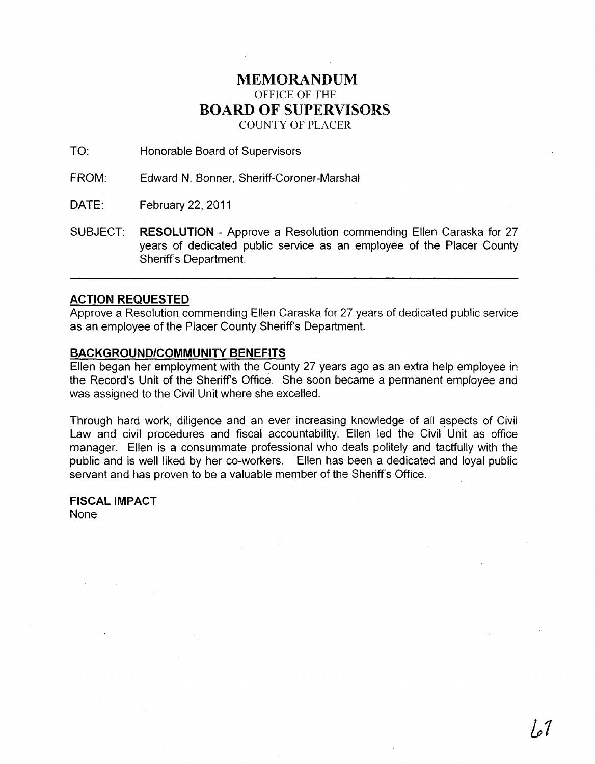# MEMORANDUM

OFFICE OF THE

## BOARD OF SUPERVISORS

COUNTY OF PLACER

TO: Honorable Board of Supervisors

FROM: Edward N. Bonner, Sheriff-Coroner-Marshal

DATE: February 22, 2011

SUBJECT: **RESOLUTION** - Approve a Resolution commending Ellen Caraska for 27 years of dedicated public service as an employee of the Placer County Sheriff's Department.

---

### ACTION REQUESTED

Approve a Resolution commending Ellen Caraska for 27 years of dedicated public service as an employee of the Placer County Sheriff's Department.

### BACKGROUND/COMMUNITY BENEFITS

Ellen began her employment with the County 27 years ago as an extra help employee in the Record's Unit of the Sheriff's Office. She soon became a permanent employee and was assigned to the Civil Unit where she excelled.

Through hard work, diligence and an ever increasing knowledge of all aspects of Civil Law and civil procedures and fiscal accountability, Ellen led the Civil Unit as office manager. Ellen is a consummate professional who deals politely and tactfully with the public and is well liked by her co-workers. Ellen has been a dedicated and loyal public servant and has proven to be a valuable member of the Sheriff's Office.

### FISCAL IMPACT

None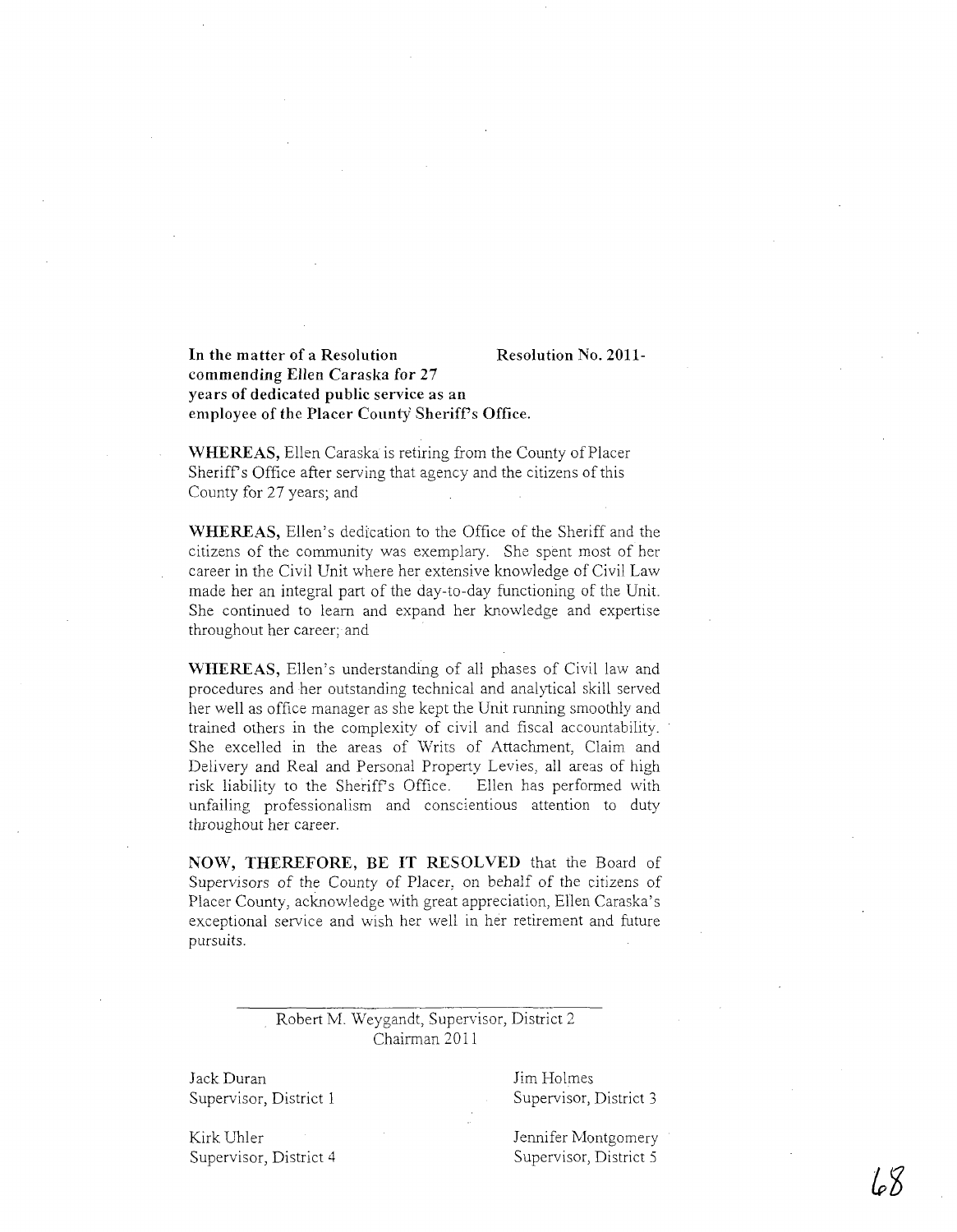**In the matter of a Resolution commending Ellen Caraska for 27 years of dedicated public service as an employee of the Placer County Sheriff's Office.**

**Resolution No. 2011-**

**WHEREAS,** Ellen Caraska is retiring from the County of Placer Sheriff's Office after serving that agency and the citizens of this County for 27 years; and

**WHEREAS,** Ellen's dedication to the Office of the Sheriff and the citizens of the community was exemplary. She spent most of her career in the Civil Unit where her extensive knowledge of Civil Law made her an integral part of the day-to-day functioning of the Unit. She continued to learn and expand her knowledge and expertise throughout her career; and

**WHEREAS,** Ellen's understanding of all phases of Civil law and procedures and her outstanding technical and analytical skill served her well as office manager as she kept the Unit running smoothly and trained others in the complexity of civil and fiscal accountability. She excelled in the areas of Writs of Attachment, Claim and Delivery and Real and Personal Property Levies, all areas of high risk liability to the Sheriff's Office. Ellen has performed with unfailing professionalism and conscientious attention to duty throughout her career.

**NOW, THEREFORE, BE IT RESOLVED** that the Board of Supervisors of the County of Placer, on behalf of the citizens of Placer County, acknowledge with great appreciation, Ellen Caraska's exceptional service and wish her well in her retirement and future pursuits.

Robert M. Weygandt, Supervisor, District 2
Chairman 2011

Jack Duran
Supervisor, District 1

Jim Holmes
Supervisor, District 3

Kirk Uhler
Supervisor, District 4

Jennifer Montgomery
Supervisor, District 5